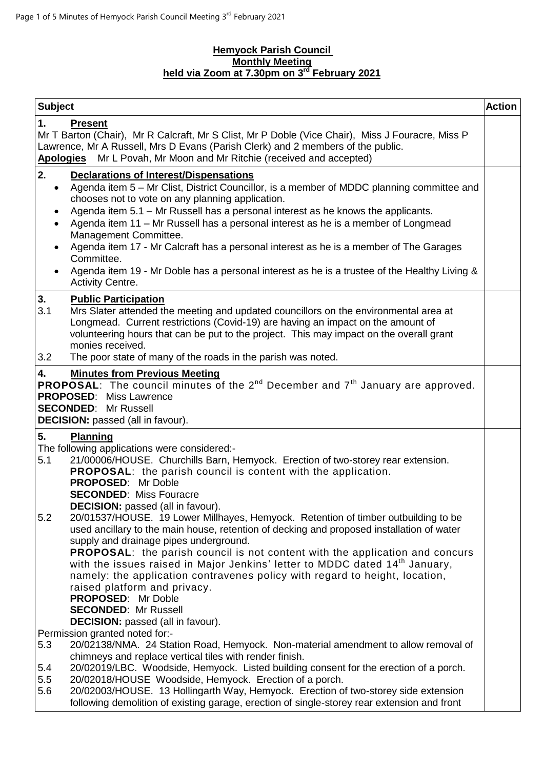**Hemyock Parish Council**
**Monthly Meeting**
**held via Zoom at 7.30pm on 3rd February 2021**

| Subject | Action |
| --- | --- |
| **1. Present**<br>Mr T Barton (Chair), Mr R Calcraft, Mr S Clist, Mr P Doble (Vice Chair), Miss J Fouracre, Miss P Lawrence, Mr A Russell, Mrs D Evans (Parish Clerk) and 2 members of the public.<br>**Apologies** Mr L Povah, Mr Moon and Mr Ritchie (received and accepted) | |
| **2. Declarations of Interest/Dispensations**<br>• Agenda item 5 – Mr Clist, District Councillor, is a member of MDDC planning committee and chooses not to vote on any planning application.<br>• Agenda item 5.1 – Mr Russell has a personal interest as he knows the applicants.<br>• Agenda item 11 – Mr Russell has a personal interest as he is a member of Longmead Management Committee.<br>• Agenda item 17 - Mr Calcraft has a personal interest as he is a member of The Garages Committee.<br>• Agenda item 19 - Mr Doble has a personal interest as he is a trustee of the Healthy Living & Activity Centre. | |
| **3. Public Participation**<br>3.1 Mrs Slater attended the meeting and updated councillors on the environmental area at Longmead. Current restrictions (Covid-19) are having an impact on the amount of volunteering hours that can be put to the project. This may impact on the overall grant monies received.<br>3.2 The poor state of many of the roads in the parish was noted. | |
| **4. Minutes from Previous Meeting**<br>**PROPOSAL**: The council minutes of the 2nd December and 7th January are approved.<br>**PROPOSED**: Miss Lawrence<br>**SECONDED**: Mr Russell<br>**DECISION:** passed (all in favour). | |
| **5. Planning**<br>The following applications were considered:-<br>5.1 21/00006/HOUSE. Churchills Barn, Hemyock. Erection of two-storey rear extension.<br>**PROPOSAL**: the parish council is content with the application.<br>**PROPOSED**: Mr Doble<br>**SECONDED**: Miss Fouracre<br>**DECISION:** passed (all in favour).<br>5.2 20/01537/HOUSE. 19 Lower Millhayes, Hemyock. Retention of timber outbuilding to be used ancillary to the main house, retention of decking and proposed installation of water supply and drainage pipes underground.<br>**PROPOSAL**: the parish council is not content with the application and concurs with the issues raised in Major Jenkins' letter to MDDC dated 14th January, namely: the application contravenes policy with regard to height, location, raised platform and privacy.<br>**PROPOSED**: Mr Doble<br>**SECONDED**: Mr Russell<br>**DECISION:** passed (all in favour).<br>Permission granted noted for:-<br>5.3 20/02138/NMA. 24 Station Road, Hemyock. Non-material amendment to allow removal of chimneys and replace vertical tiles with render finish.<br>5.4 20/02019/LBC. Woodside, Hemyock. Listed building consent for the erection of a porch.<br>5.5 20/02018/HOUSE Woodside, Hemyock. Erection of a porch.<br>5.6 20/02003/HOUSE. 13 Hollingarth Way, Hemyock. Erection of two-storey side extension following demolition of existing garage, erection of single-storey rear extension and front | |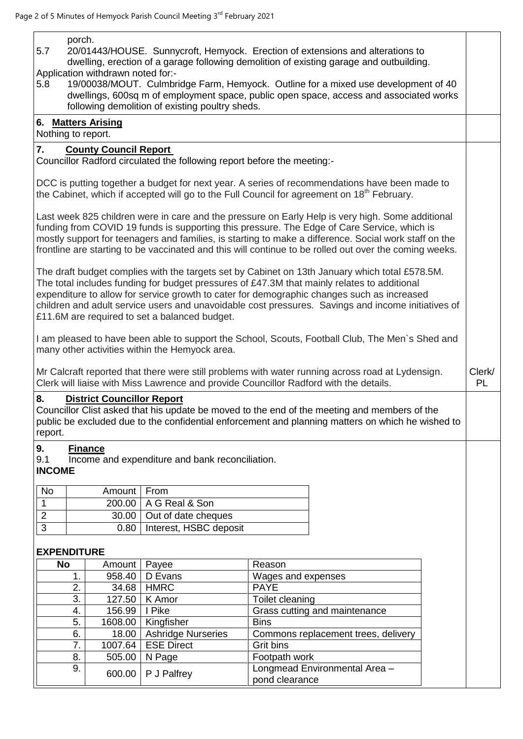porch.

5.7 20/01443/HOUSE. Sunnycroft, Hemyock. Erection of extensions and alterations to dwelling, erection of a garage following demolition of existing garage and outbuilding.

Application withdrawn noted for:-

5.8 19/00038/MOUT. Culmbridge Farm, Hemyock. Outline for a mixed use development of 40 dwellings, 600sq m of employment space, public open space, access and associated works following demolition of existing poultry sheds.

## 6. Matters Arising

Nothing to report.

## 7. County Council Report

Councillor Radford circulated the following report before the meeting:-

DCC is putting together a budget for next year. A series of recommendations have been made to the Cabinet, which if accepted will go to the Full Council for agreement on 18th February.

Last week 825 children were in care and the pressure on Early Help is very high. Some additional funding from COVID 19 funds is supporting this pressure. The Edge of Care Service, which is mostly support for teenagers and families, is starting to make a difference. Social work staff on the frontline are starting to be vaccinated and this will continue to be rolled out over the coming weeks.

The draft budget complies with the targets set by Cabinet on 13th January which total £578.5M. The total includes funding for budget pressures of £47.3M that mainly relates to additional expenditure to allow for service growth to cater for demographic changes such as increased children and adult service users and unavoidable cost pressures. Savings and income initiatives of £11.6M are required to set a balanced budget.

I am pleased to have been able to support the School, Scouts, Football Club, The Men`s Shed and many other activities within the Hemyock area.

Mr Calcraft reported that there were still problems with water running across road at Lydensign. Clerk will liaise with Miss Lawrence and provide Councillor Radford with the details. **Clerk/PL**

## 8. District Councillor Report

Councillor Clist asked that his update be moved to the end of the meeting and members of the public be excluded due to the confidential enforcement and planning matters on which he wished to report.

## 9. Finance

9.1 Income and expenditure and bank reconciliation.

**INCOME**

| No | Amount | From |
|---|---|---|
| 1 | 200.00 | A G Real & Son |
| 2 | 30.00 | Out of date cheques |
| 3 | 0.80 | Interest, HSBC deposit |

**EXPENDITURE**

| No | Amount | Payee | Reason |
|---|---|---|---|
| 1. | 958.40 | D Evans | Wages and expenses |
| 2. | 34.68 | HMRC | PAYE |
| 3. | 127.50 | K Amor | Toilet cleaning |
| 4. | 156.99 | I Pike | Grass cutting and maintenance |
| 5. | 1608.00 | Kingfisher | Bins |
| 6. | 18.00 | Ashridge Nurseries | Commons replacement trees, delivery |
| 7. | 1007.64 | ESE Direct | Grit bins |
| 8. | 505.00 | N Page | Footpath work |
| 9. | 600.00 | P J Palfrey | Longmead Environmental Area – pond clearance |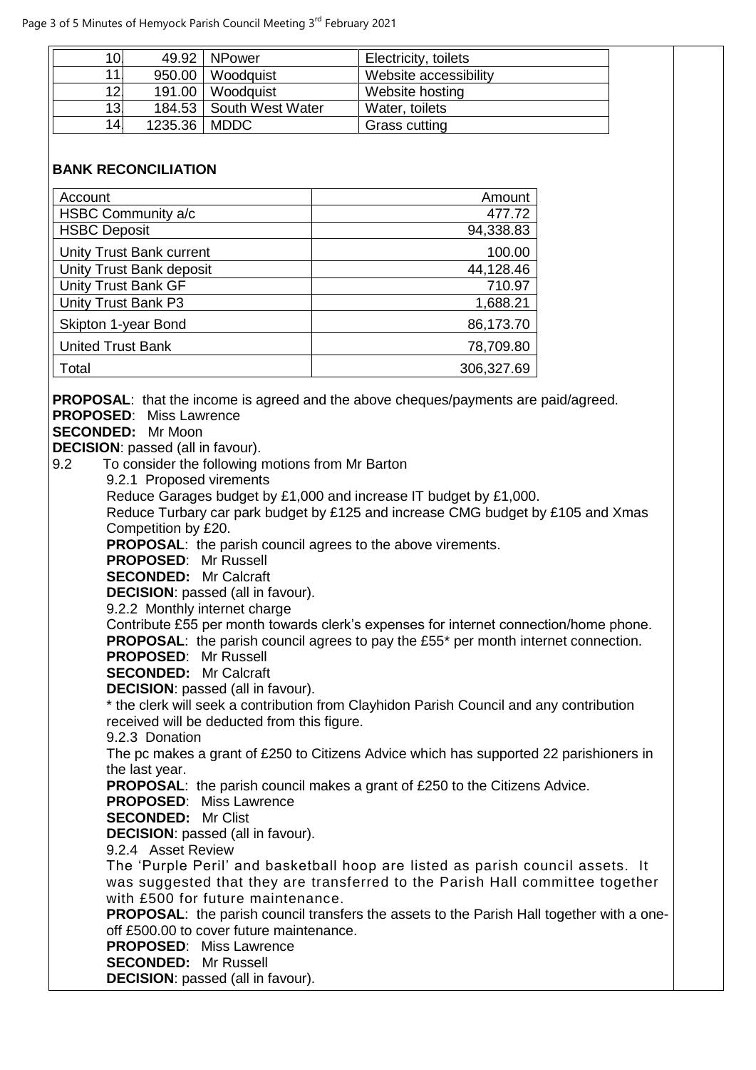| 10 | 49.92 | NPower | Electricity, toilets |
|---|---|---|---|
| 11 | 950.00 | Woodquist | Website accessibility |
| 12 | 191.00 | Woodquist | Website hosting |
| 13 | 184.53 | South West Water | Water, toilets |
| 14 | 1235.36 | MDDC | Grass cutting |

**BANK RECONCILIATION**

| Account | Amount |
|---|---|
| HSBC Community a/c | 477.72 |
| HSBC Deposit | 94,338.83 |
| Unity Trust Bank current | 100.00 |
| Unity Trust Bank deposit | 44,128.46 |
| Unity Trust Bank GF | 710.97 |
| Unity Trust Bank P3 | 1,688.21 |
| Skipton 1-year Bond | 86,173.70 |
| United Trust Bank | 78,709.80 |
| Total | 306,327.69 |

**PROPOSAL**: that the income is agreed and the above cheques/payments are paid/agreed.
**PROPOSED**: Miss Lawrence
**SECONDED:** Mr Moon
**DECISION**: passed (all in favour).

9.2 To consider the following motions from Mr Barton

9.2.1 Proposed virements
Reduce Garages budget by £1,000 and increase IT budget by £1,000.
Reduce Turbary car park budget by £125 and increase CMG budget by £105 and Xmas Competition by £20.
**PROPOSAL**: the parish council agrees to the above virements.
**PROPOSED**: Mr Russell
**SECONDED:** Mr Calcraft
**DECISION**: passed (all in favour).

9.2.2 Monthly internet charge
Contribute £55 per month towards clerk's expenses for internet connection/home phone.
**PROPOSAL**: the parish council agrees to pay the £55* per month internet connection.
**PROPOSED**: Mr Russell
**SECONDED:** Mr Calcraft
**DECISION**: passed (all in favour).
* the clerk will seek a contribution from Clayhidon Parish Council and any contribution received will be deducted from this figure.

9.2.3 Donation
The pc makes a grant of £250 to Citizens Advice which has supported 22 parishioners in the last year.
**PROPOSAL**: the parish council makes a grant of £250 to the Citizens Advice.
**PROPOSED**: Miss Lawrence
**SECONDED:** Mr Clist
**DECISION**: passed (all in favour).

9.2.4 Asset Review
The 'Purple Peril' and basketball hoop are listed as parish council assets. It was suggested that they are transferred to the Parish Hall committee together with £500 for future maintenance.
**PROPOSAL**: the parish council transfers the assets to the Parish Hall together with a one-off £500.00 to cover future maintenance.
**PROPOSED**: Miss Lawrence
**SECONDED:** Mr Russell
**DECISION**: passed (all in favour).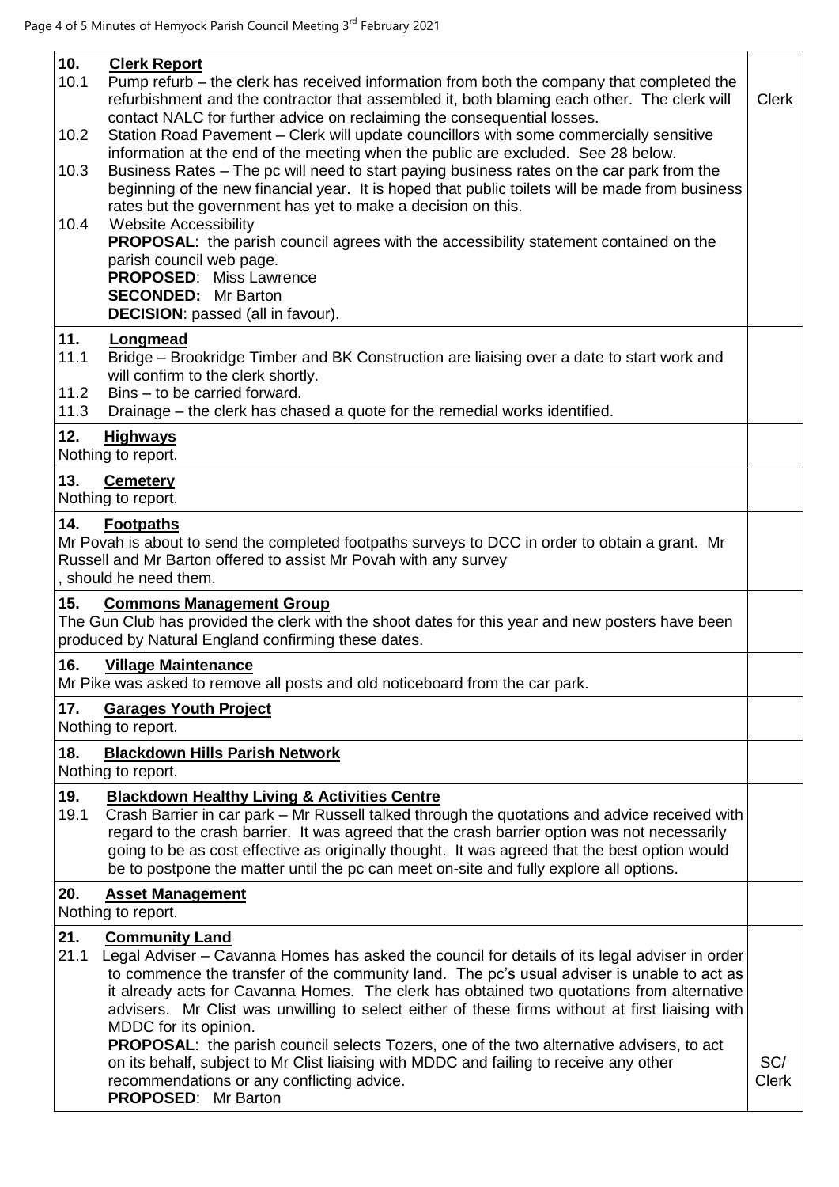| | | |
|---|---|---|
| **10.** | **Clerk Report** | |
| 10.1 | Pump refurb – the clerk has received information from both the company that completed the refurbishment and the contractor that assembled it, both blaming each other. The clerk will contact NALC for further advice on reclaiming the consequential losses. | Clerk |
| 10.2 | Station Road Pavement – Clerk will update councillors with some commercially sensitive information at the end of the meeting when the public are excluded. See 28 below. | |
| 10.3 | Business Rates – The pc will need to start paying business rates on the car park from the beginning of the new financial year. It is hoped that public toilets will be made from business rates but the government has yet to make a decision on this. | |
| 10.4 | Website Accessibility<br>**PROPOSAL**: the parish council agrees with the accessibility statement contained on the parish council web page.<br>**PROPOSED**: Miss Lawrence<br>**SECONDED:** Mr Barton<br>**DECISION**: passed (all in favour). | |
| **11.** | **Longmead** | |
| 11.1 | Bridge – Brookridge Timber and BK Construction are liaising over a date to start work and will confirm to the clerk shortly. | |
| 11.2 | Bins – to be carried forward. | |
| 11.3 | Drainage – the clerk has chased a quote for the remedial works identified. | |
| **12.** | **Highways**<br>Nothing to report. | |
| **13.** | **Cemetery**<br>Nothing to report. | |
| **14.** | **Footpaths**<br>Mr Povah is about to send the completed footpaths surveys to DCC in order to obtain a grant. Mr Russell and Mr Barton offered to assist Mr Povah with any survey, should he need them. | |
| **15.** | **Commons Management Group**<br>The Gun Club has provided the clerk with the shoot dates for this year and new posters have been produced by Natural England confirming these dates. | |
| **16.** | **Village Maintenance**<br>Mr Pike was asked to remove all posts and old noticeboard from the car park. | |
| **17.** | **Garages Youth Project**<br>Nothing to report. | |
| **18.** | **Blackdown Hills Parish Network**<br>Nothing to report. | |
| **19.** | **Blackdown Healthy Living & Activities Centre** | |
| 19.1 | Crash Barrier in car park – Mr Russell talked through the quotations and advice received with regard to the crash barrier. It was agreed that the crash barrier option was not necessarily going to be as cost effective as originally thought. It was agreed that the best option would be to postpone the matter until the pc can meet on-site and fully explore all options. | |
| **20.** | **Asset Management**<br>Nothing to report. | |
| **21.** | **Community Land** | |
| 21.1 | Legal Adviser – Cavanna Homes has asked the council for details of its legal adviser in order to commence the transfer of the community land. The pc's usual adviser is unable to act as it already acts for Cavanna Homes. The clerk has obtained two quotations from alternative advisers. Mr Clist was unwilling to select either of these firms without at first liaising with MDDC for its opinion.<br>**PROPOSAL**: the parish council selects Tozers, one of the two alternative advisers, to act on its behalf, subject to Mr Clist liaising with MDDC and failing to receive any other recommendations or any conflicting advice.<br>**PROPOSED**: Mr Barton | SC/ Clerk |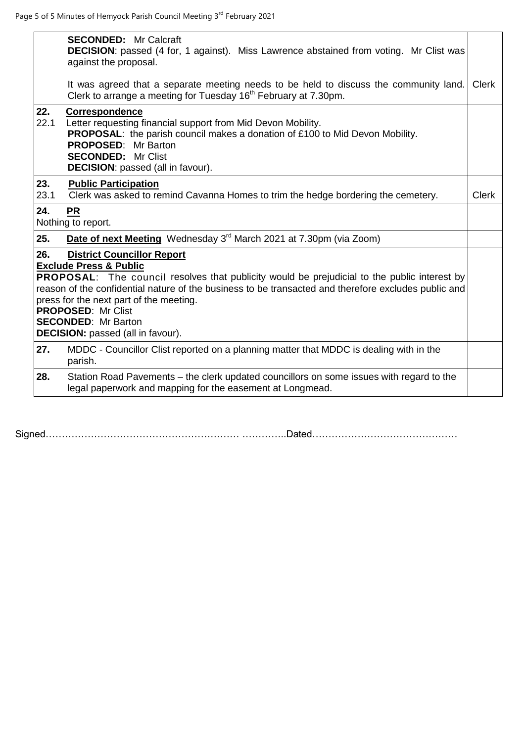| | | |
|---|---|---|
| | **SECONDED:** Mr Calcraft<br>**DECISION**: passed (4 for, 1 against). Miss Lawrence abstained from voting. Mr Clist was against the proposal.<br><br>It was agreed that a separate meeting needs to be held to discuss the community land. Clerk to arrange a meeting for Tuesday 16th February at 7.30pm. | Clerk |
| **22.**<br>22.1 | **Correspondence**<br>Letter requesting financial support from Mid Devon Mobility.<br>**PROPOSAL**: the parish council makes a donation of £100 to Mid Devon Mobility.<br>**PROPOSED**: Mr Barton<br>**SECONDED:** Mr Clist<br>**DECISION**: passed (all in favour). | |
| **23.**<br>23.1 | **Public Participation**<br>Clerk was asked to remind Cavanna Homes to trim the hedge bordering the cemetery. | Clerk |
| **24.** | **PR**<br>Nothing to report. | |
| **25.** | **Date of next Meeting** Wednesday 3rd March 2021 at 7.30pm (via Zoom) | |
| **26.** | **District Councillor Report**<br>**Exclude Press & Public**<br>**PROPOSAL**: The council resolves that publicity would be prejudicial to the public interest by reason of the confidential nature of the business to be transacted and therefore excludes public and press for the next part of the meeting.<br>**PROPOSED**: Mr Clist<br>**SECONDED**: Mr Barton<br>**DECISION:** passed (all in favour). | |
| **27.** | MDDC - Councillor Clist reported on a planning matter that MDDC is dealing with in the parish. | |
| **28.** | Station Road Pavements – the clerk updated councillors on some issues with regard to the legal paperwork and mapping for the easement at Longmead. | |

Signed…………………………………………………… …………..Dated………………………………………